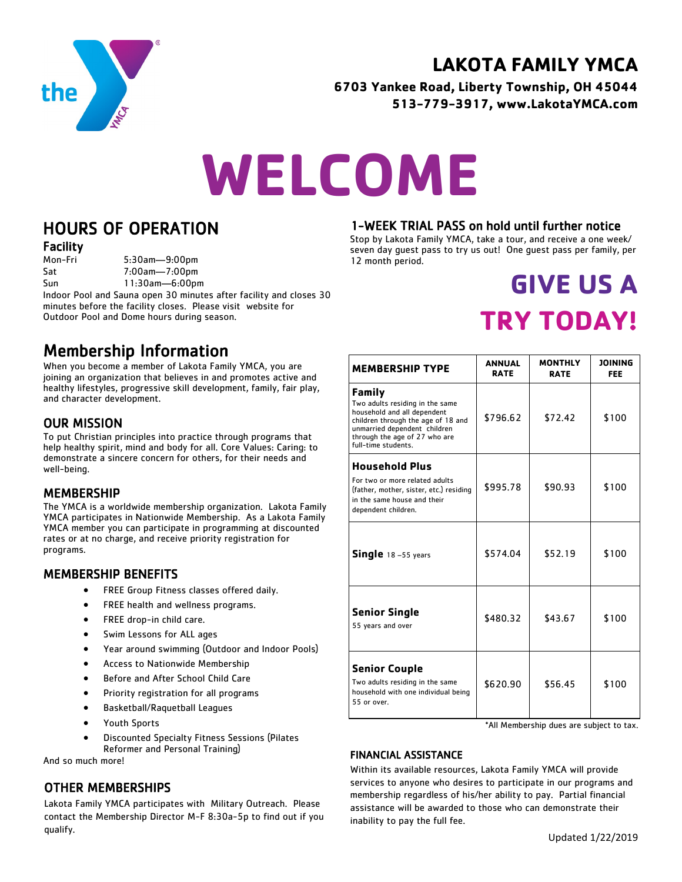# LAKOTA FAMILY YMCA

**6703 Yankee Road, Liberty Township, OH 45044**
**513-779-3917, www.LakotaYMCA.com**

# WELCOME

## HOURS OF OPERATION

### Facility

Mon-Fri 5:30am—9:00pm
Sat 7:00am—7:00pm
Sun 11:30am—6:00pm

Indoor Pool and Sauna open 30 minutes after facility and closes 30 minutes before the facility closes. Please visit website for Outdoor Pool and Dome hours during season.

## Membership Information

When you become a member of Lakota Family YMCA, you are joining an organization that believes in and promotes active and healthy lifestyles, progressive skill development, family, fair play, and character development.

### OUR MISSION

To put Christian principles into practice through programs that help healthy spirit, mind and body for all. Core Values: Caring: to demonstrate a sincere concern for others, for their needs and well-being.

### MEMBERSHIP

The YMCA is a worldwide membership organization. Lakota Family YMCA participates in Nationwide Membership. As a Lakota Family YMCA member you can participate in programming at discounted rates or at no charge, and receive priority registration for programs.

### MEMBERSHIP BENEFITS

- FREE Group Fitness classes offered daily.
- FREE health and wellness programs.
- FREE drop-in child care.
- Swim Lessons for ALL ages
- Year around swimming (Outdoor and Indoor Pools)
- Access to Nationwide Membership
- Before and After School Child Care
- Priority registration for all programs
- Basketball/Raquetball Leagues
- Youth Sports
- Discounted Specialty Fitness Sessions (Pilates Reformer and Personal Training)

And so much more!

### OTHER MEMBERSHIPS

Lakota Family YMCA participates with Military Outreach. Please contact the Membership Director M-F 8:30a-5p to find out if you qualify.

## 1-WEEK TRIAL PASS on hold until further notice

Stop by Lakota Family YMCA, take a tour, and receive a one week/seven day guest pass to try us out! One guest pass per family, per 12 month period.

# GIVE US A TRY TODAY!

| MEMBERSHIP TYPE | ANNUAL RATE | MONTHLY RATE | JOINING FEE |
|---|---|---|---|
| **Family** Two adults residing in the same household and all dependent children through the age of 18 and unmarried dependent children through the age of 27 who are full-time students. | $796.62 | $72.42 | $100 |
| **Household Plus** For two or more related adults (father, mother, sister, etc.) residing in the same house and their dependent children. | $995.78 | $90.93 | $100 |
| **Single** 18 –55 years | $574.04 | $52.19 | $100 |
| **Senior Single** 55 years and over | $480.32 | $43.67 | $100 |
| **Senior Couple** Two adults residing in the same household with one individual being 55 or over. | $620.90 | $56.45 | $100 |

*All Membership dues are subject to tax.

### FINANCIAL ASSISTANCE

Within its available resources, Lakota Family YMCA will provide services to anyone who desires to participate in our programs and membership regardless of his/her ability to pay. Partial financial assistance will be awarded to those who can demonstrate their inability to pay the full fee.

Updated 1/22/2019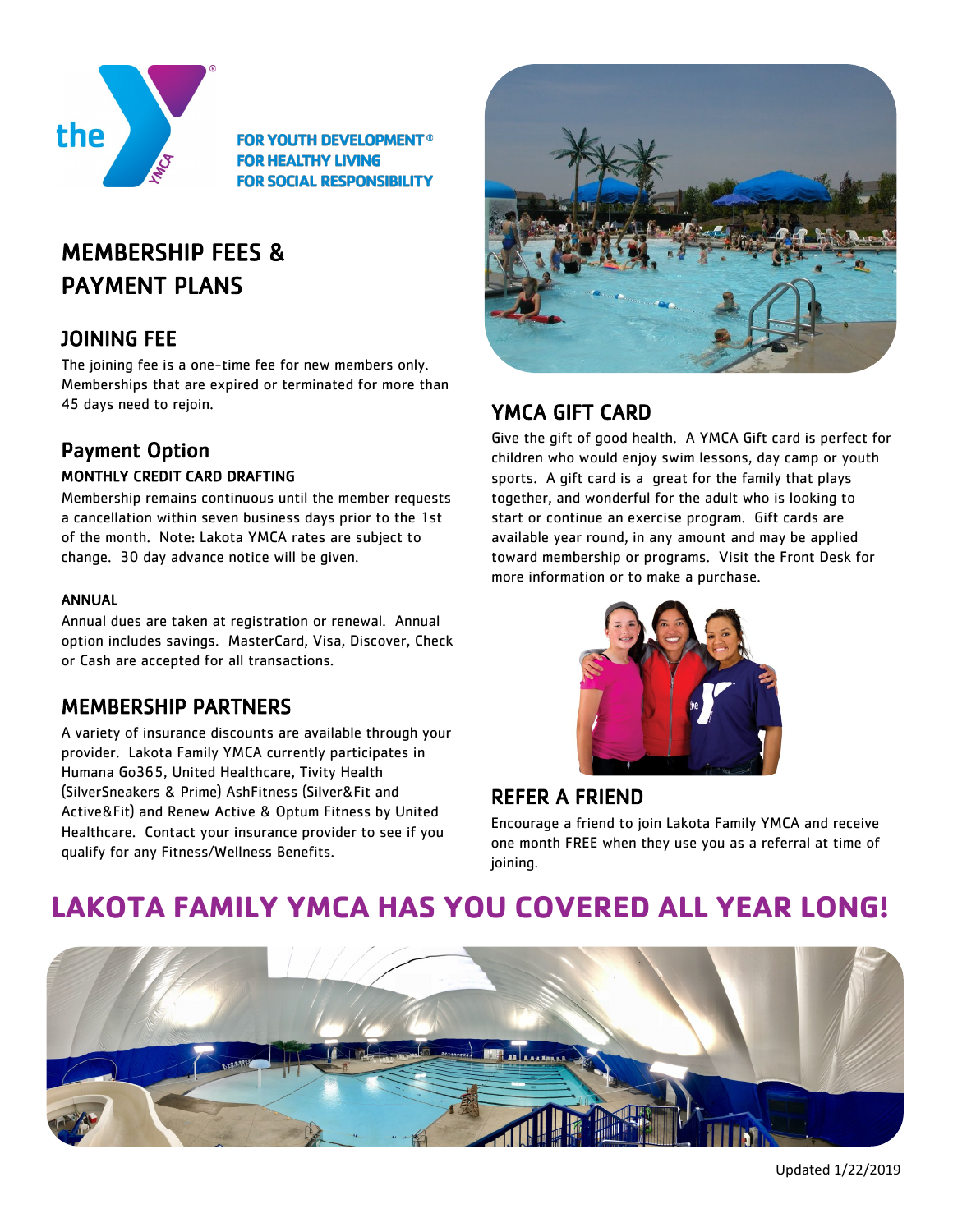FOR YOUTH DEVELOPMENT®
FOR HEALTHY LIVING
FOR SOCIAL RESPONSIBILITY

# MEMBERSHIP FEES & PAYMENT PLANS

## JOINING FEE

The joining fee is a one-time fee for new members only. Memberships that are expired or terminated for more than 45 days need to rejoin.

## Payment Option

### MONTHLY CREDIT CARD DRAFTING

Membership remains continuous until the member requests a cancellation within seven business days prior to the 1st of the month. Note: Lakota YMCA rates are subject to change. 30 day advance notice will be given.

### ANNUAL

Annual dues are taken at registration or renewal. Annual option includes savings. MasterCard, Visa, Discover, Check or Cash are accepted for all transactions.

## MEMBERSHIP PARTNERS

A variety of insurance discounts are available through your provider. Lakota Family YMCA currently participates in Humana Go365, United Healthcare, Tivity Health (SilverSneakers & Prime) AshFitness (Silver&Fit and Active&Fit) and Renew Active & Optum Fitness by United Healthcare. Contact your insurance provider to see if you qualify for any Fitness/Wellness Benefits.

## YMCA GIFT CARD

Give the gift of good health. A YMCA Gift card is perfect for children who would enjoy swim lessons, day camp or youth sports. A gift card is a great for the family that plays together, and wonderful for the adult who is looking to start or continue an exercise program. Gift cards are available year round, in any amount and may be applied toward membership or programs. Visit the Front Desk for more information or to make a purchase.

## REFER A FRIEND

Encourage a friend to join Lakota Family YMCA and receive one month FREE when they use you as a referral at time of joining.

# LAKOTA FAMILY YMCA HAS YOU COVERED ALL YEAR LONG!

Updated 1/22/2019